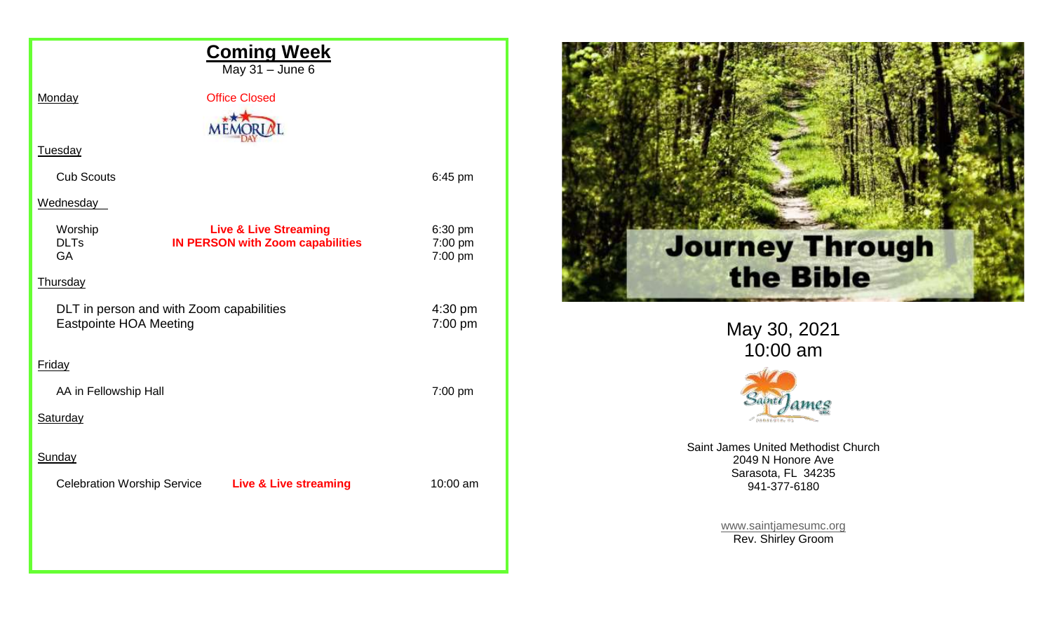## Coming Week

May 31 – June 6

**Monday** — Office Closed

MEMORIAL DAY

**Tuesday**

| | | |
|---|---|---|
| Cub Scouts | | 6:45 pm |

**Wednesday**

| | | |
|---|---|---|
| Worship | **Live & Live Streaming** | 6:30 pm |
| DLTs | **IN PERSON with Zoom capabilities** | 7:00 pm |
| GA | | 7:00 pm |

**Thursday**

| | |
|---|---|
| DLT in person and with Zoom capabilities | 4:30 pm |
| Eastpointe HOA Meeting | 7:00 pm |

**Friday**

| | |
|---|---|
| AA in Fellowship Hall | 7:00 pm |

**Saturday**

**Sunday**

| | | |
|---|---|---|
| Celebration Worship Service | **Live & Live streaming** | 10:00 am |

# Journey Through the Bible

May 30, 2021
10:00 am

Saint James UMC

Saint James United Methodist Church
2049 N Honore Ave
Sarasota, FL 34235
941-377-6180

www.saintjamesumc.org
Rev. Shirley Groom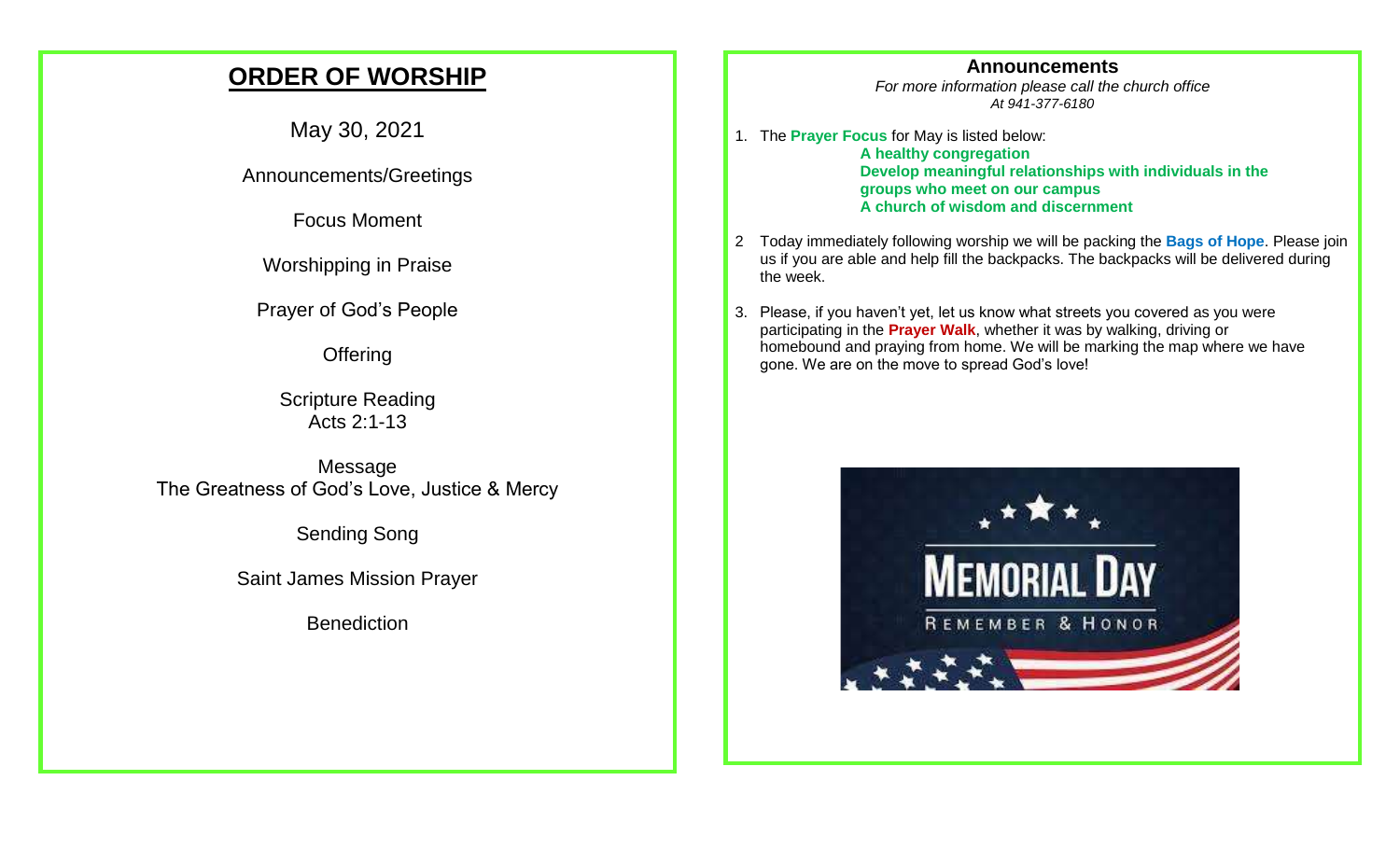# ORDER OF WORSHIP

May 30, 2021

Announcements/Greetings

Focus Moment

Worshipping in Praise

Prayer of God's People

Offering

Scripture Reading
Acts 2:1-13

Message
The Greatness of God's Love, Justice & Mercy

Sending Song

Saint James Mission Prayer

Benediction

## Announcements

*For more information please call the church office*
*At 941-377-6180*

1. The **Prayer Focus** for May is listed below:
   - **A healthy congregation**
   - **Develop meaningful relationships with individuals in the groups who meet on our campus**
   - **A church of wisdom and discernment**

2. Today immediately following worship we will be packing the **Bags of Hope**. Please join us if you are able and help fill the backpacks. The backpacks will be delivered during the week.

3. Please, if you haven't yet, let us know what streets you covered as you were participating in the **Prayer Walk**, whether it was by walking, driving or homebound and praying from home. We will be marking the map where we have gone. We are on the move to spread God's love!

MEMORIAL DAY
REMEMBER & HONOR